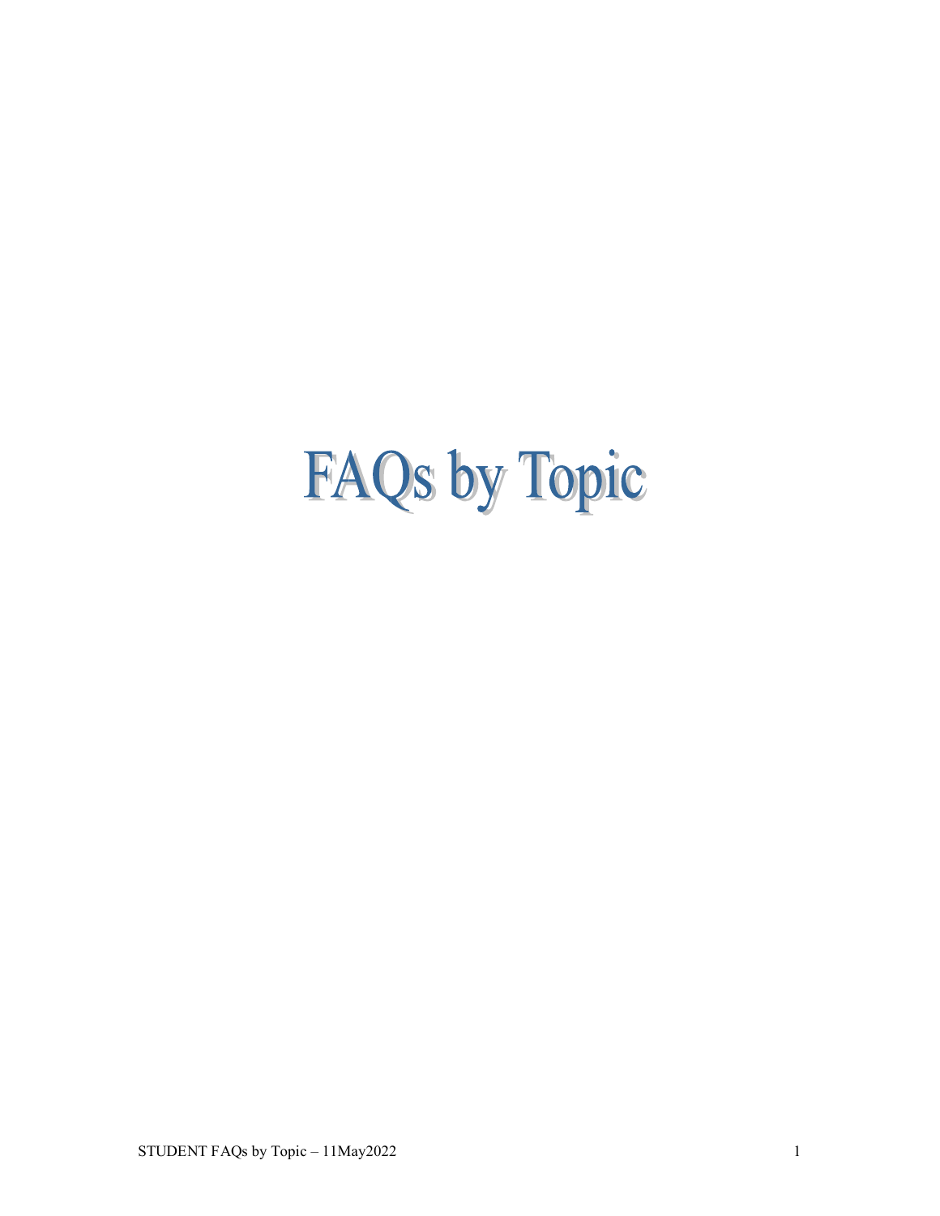# FAQs by Topic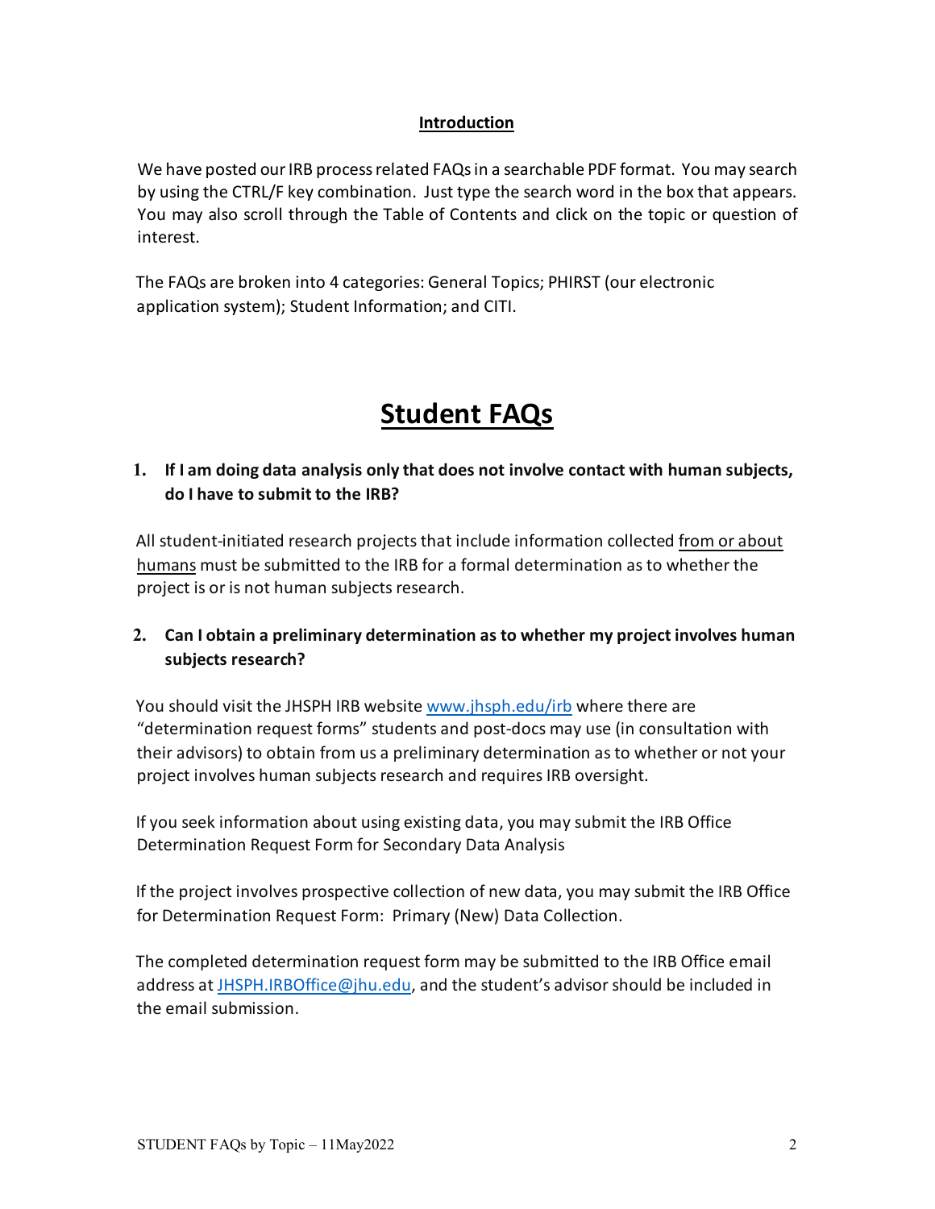## Introduction

We have posted our IRB process related FAQs in a searchable PDF format. You may search by using the CTRL/F key combination. Just type the search word in the box that appears. You may also scroll through the Table of Contents and click on the topic or question of interest.

The FAQs are broken into 4 categories: General Topics; PHIRST (our electronic application system); Student Information; and CITI.

# Student FAQs

**1. If I am doing data analysis only that does not involve contact with human subjects, do I have to submit to the IRB?**

All student-initiated research projects that include information collected from or about humans must be submitted to the IRB for a formal determination as to whether the project is or is not human subjects research.

**2. Can I obtain a preliminary determination as to whether my project involves human subjects research?**

You should visit the JHSPH IRB website [www.jhsph.edu/irb](http://www.jhsph.edu/irb) where there are "determination request forms" students and post-docs may use (in consultation with their advisors) to obtain from us a preliminary determination as to whether or not your project involves human subjects research and requires IRB oversight.

If you seek information about using existing data, you may submit the IRB Office Determination Request Form for Secondary Data Analysis

If the project involves prospective collection of new data, you may submit the IRB Office for Determination Request Form: Primary (New) Data Collection.

The completed determination request form may be submitted to the IRB Office email address at [JHSPH.IRBOffice@jhu.edu](mailto:JHSPH.IRBOffice@jhu.edu), and the student's advisor should be included in the email submission.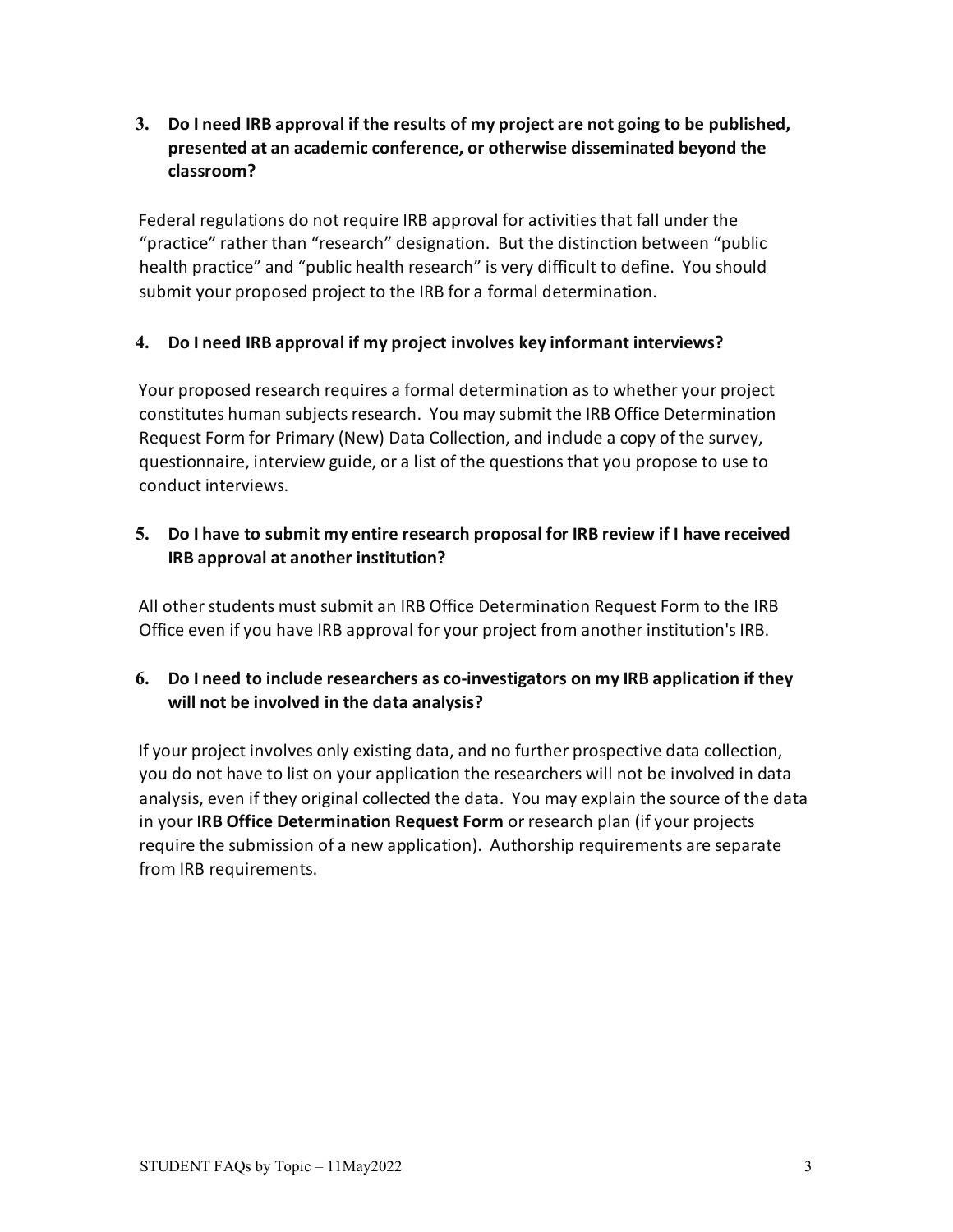**3. Do I need IRB approval if the results of my project are not going to be published, presented at an academic conference, or otherwise disseminated beyond the classroom?**

Federal regulations do not require IRB approval for activities that fall under the "practice" rather than "research" designation. But the distinction between "public health practice" and "public health research" is very difficult to define. You should submit your proposed project to the IRB for a formal determination.

**4. Do I need IRB approval if my project involves key informant interviews?**

Your proposed research requires a formal determination as to whether your project constitutes human subjects research. You may submit the IRB Office Determination Request Form for Primary (New) Data Collection, and include a copy of the survey, questionnaire, interview guide, or a list of the questions that you propose to use to conduct interviews.

**5. Do I have to submit my entire research proposal for IRB review if I have received IRB approval at another institution?**

All other students must submit an IRB Office Determination Request Form to the IRB Office even if you have IRB approval for your project from another institution's IRB.

**6. Do I need to include researchers as co-investigators on my IRB application if they will not be involved in the data analysis?**

If your project involves only existing data, and no further prospective data collection, you do not have to list on your application the researchers will not be involved in data analysis, even if they original collected the data. You may explain the source of the data in your **IRB Office Determination Request Form** or research plan (if your projects require the submission of a new application). Authorship requirements are separate from IRB requirements.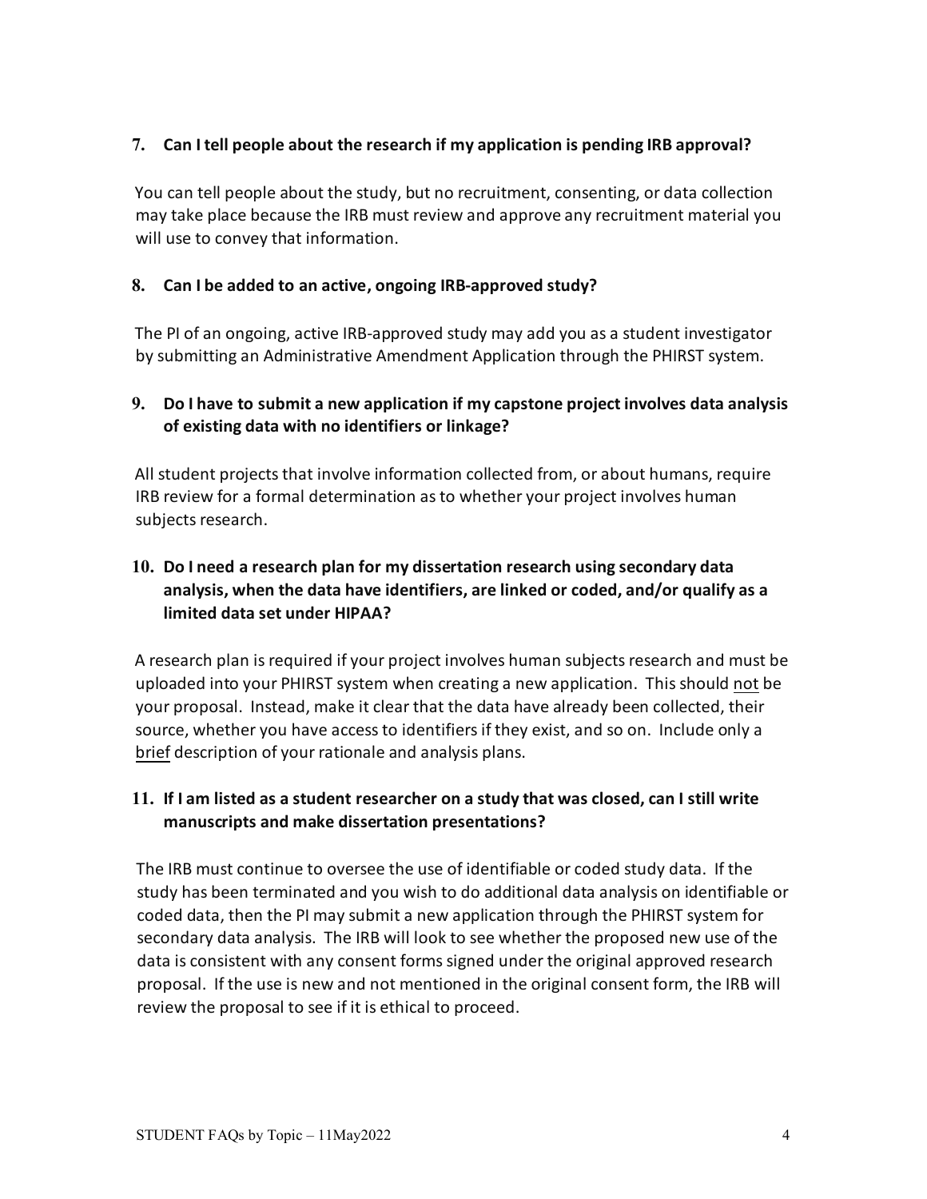### 7. Can I tell people about the research if my application is pending IRB approval?

You can tell people about the study, but no recruitment, consenting, or data collection may take place because the IRB must review and approve any recruitment material you will use to convey that information.

### 8. Can I be added to an active, ongoing IRB-approved study?

The PI of an ongoing, active IRB-approved study may add you as a student investigator by submitting an Administrative Amendment Application through the PHIRST system.

### 9. Do I have to submit a new application if my capstone project involves data analysis of existing data with no identifiers or linkage?

All student projects that involve information collected from, or about humans, require IRB review for a formal determination as to whether your project involves human subjects research.

### 10. Do I need a research plan for my dissertation research using secondary data analysis, when the data have identifiers, are linked or coded, and/or qualify as a limited data set under HIPAA?

A research plan is required if your project involves human subjects research and must be uploaded into your PHIRST system when creating a new application. This should <u>not</u> be your proposal. Instead, make it clear that the data have already been collected, their source, whether you have access to identifiers if they exist, and so on. Include only a <u>brief</u> description of your rationale and analysis plans.

### 11. If I am listed as a student researcher on a study that was closed, can I still write manuscripts and make dissertation presentations?

The IRB must continue to oversee the use of identifiable or coded study data. If the study has been terminated and you wish to do additional data analysis on identifiable or coded data, then the PI may submit a new application through the PHIRST system for secondary data analysis. The IRB will look to see whether the proposed new use of the data is consistent with any consent forms signed under the original approved research proposal. If the use is new and not mentioned in the original consent form, the IRB will review the proposal to see if it is ethical to proceed.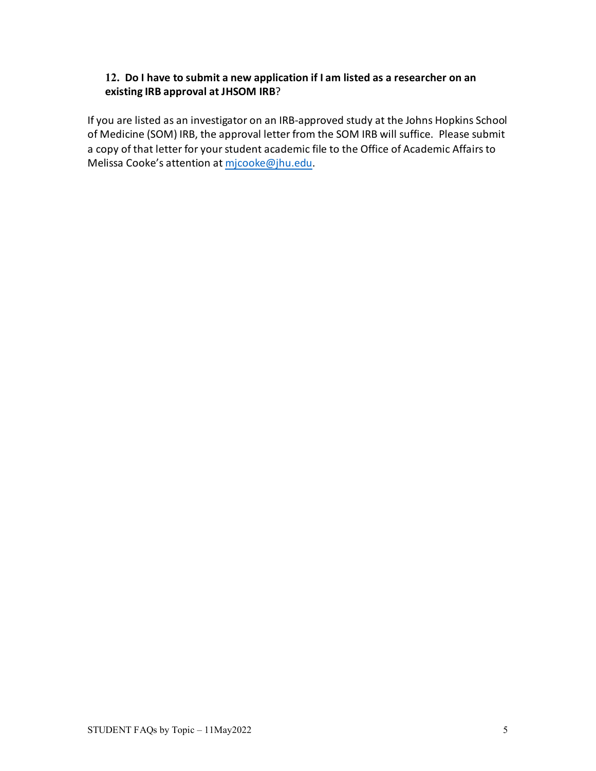**12. Do I have to submit a new application if I am listed as a researcher on an existing IRB approval at JHSOM IRB?**

If you are listed as an investigator on an IRB-approved study at the Johns Hopkins School of Medicine (SOM) IRB, the approval letter from the SOM IRB will suffice. Please submit a copy of that letter for your student academic file to the Office of Academic Affairs to Melissa Cooke's attention at mjcooke@jhu.edu.